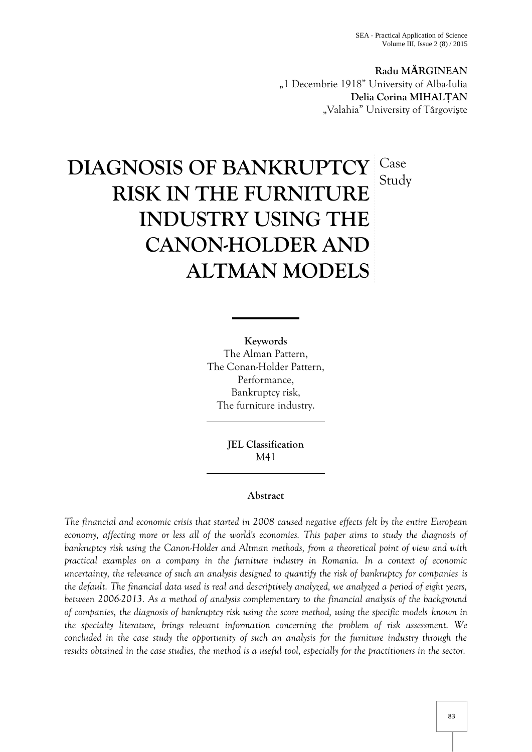**Radu MĂRGINEAN**
„1 Decembrie 1918" University of Alba-Iulia
**Delia Corina MIHALȚAN**
„Valahia" University of Târgoviște

# DIAGNOSIS OF BANKRUPTCY RISK IN THE FURNITURE INDUSTRY USING THE CANON-HOLDER AND ALTMAN MODELS

Case Study

**Keywords**
The Alman Pattern,
The Conan-Holder Pattern,
Performance,
Bankruptcy risk,
The furniture industry.

**JEL Classification**
M41

**Abstract**

*The financial and economic crisis that started in 2008 caused negative effects felt by the entire European economy, affecting more or less all of the world's economies. This paper aims to study the diagnosis of bankruptcy risk using the Canon-Holder and Altman methods, from a theoretical point of view and with practical examples on a company in the furniture industry in Romania. In a context of economic uncertainty, the relevance of such an analysis designed to quantify the risk of bankruptcy for companies is the default. The financial data used is real and descriptively analyzed, we analyzed a period of eight years, between 2006-2013. As a method of analysis complementary to the financial analysis of the background of companies, the diagnosis of bankruptcy risk using the score method, using the specific models known in the specialty literature, brings relevant information concerning the problem of risk assessment. We concluded in the case study the opportunity of such an analysis for the furniture industry through the results obtained in the case studies, the method is a useful tool, especially for the practitioners in the sector.*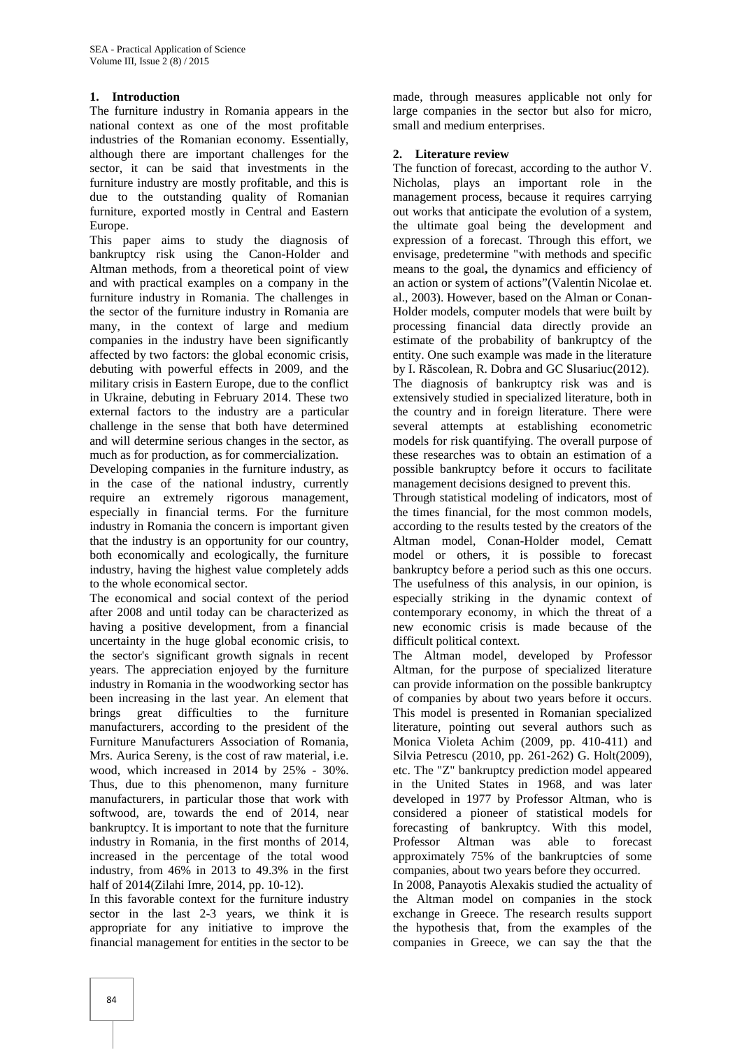## 1. Introduction

The furniture industry in Romania appears in the national context as one of the most profitable industries of the Romanian economy. Essentially, although there are important challenges for the sector, it can be said that investments in the furniture industry are mostly profitable, and this is due to the outstanding quality of Romanian furniture, exported mostly in Central and Eastern Europe.

This paper aims to study the diagnosis of bankruptcy risk using the Canon-Holder and Altman methods, from a theoretical point of view and with practical examples on a company in the furniture industry in Romania. The challenges in the sector of the furniture industry in Romania are many, in the context of large and medium companies in the industry have been significantly affected by two factors: the global economic crisis, debuting with powerful effects in 2009, and the military crisis in Eastern Europe, due to the conflict in Ukraine, debuting in February 2014. These two external factors to the industry are a particular challenge in the sense that both have determined and will determine serious changes in the sector, as much as for production, as for commercialization.

Developing companies in the furniture industry, as in the case of the national industry, currently require an extremely rigorous management, especially in financial terms. For the furniture industry in Romania the concern is important given that the industry is an opportunity for our country, both economically and ecologically, the furniture industry, having the highest value completely adds to the whole economical sector.

The economical and social context of the period after 2008 and until today can be characterized as having a positive development, from a financial uncertainty in the huge global economic crisis, to the sector's significant growth signals in recent years. The appreciation enjoyed by the furniture industry in Romania in the woodworking sector has been increasing in the last year. An element that brings great difficulties to the furniture manufacturers, according to the president of the Furniture Manufacturers Association of Romania, Mrs. Aurica Sereny, is the cost of raw material, i.e. wood, which increased in 2014 by 25% - 30%. Thus, due to this phenomenon, many furniture manufacturers, in particular those that work with softwood, are, towards the end of 2014, near bankruptcy. It is important to note that the furniture industry in Romania, in the first months of 2014, increased in the percentage of the total wood industry, from 46% in 2013 to 49.3% in the first half of 2014(Zilahi Imre, 2014, pp. 10-12).

In this favorable context for the furniture industry sector in the last 2-3 years, we think it is appropriate for any initiative to improve the financial management for entities in the sector to be made, through measures applicable not only for large companies in the sector but also for micro, small and medium enterprises.

## 2. Literature review

The function of forecast, according to the author V. Nicholas, plays an important role in the management process, because it requires carrying out works that anticipate the evolution of a system, the ultimate goal being the development and expression of a forecast. Through this effort, we envisage, predetermine "with methods and specific means to the goal**,** the dynamics and efficiency of an action or system of actions"(Valentin Nicolae et. al., 2003). However, based on the Alman or Conan-Holder models, computer models that were built by processing financial data directly provide an estimate of the probability of bankruptcy of the entity. One such example was made in the literature by I. Răscolean, R. Dobra and GC Slusariuc(2012).

The diagnosis of bankruptcy risk was and is extensively studied in specialized literature, both in the country and in foreign literature. There were several attempts at establishing econometric models for risk quantifying. The overall purpose of these researches was to obtain an estimation of a possible bankruptcy before it occurs to facilitate management decisions designed to prevent this.

Through statistical modeling of indicators, most of the times financial, for the most common models, according to the results tested by the creators of the Altman model, Conan-Holder model, Cematt model or others, it is possible to forecast bankruptcy before a period such as this one occurs. The usefulness of this analysis, in our opinion, is especially striking in the dynamic context of contemporary economy, in which the threat of a new economic crisis is made because of the difficult political context.

The Altman model, developed by Professor Altman, for the purpose of specialized literature can provide information on the possible bankruptcy of companies by about two years before it occurs. This model is presented in Romanian specialized literature, pointing out several authors such as Monica Violeta Achim (2009, pp. 410-411) and Silvia Petrescu (2010, pp. 261-262) G. Holt(2009), etc. The "Z" bankruptcy prediction model appeared in the United States in 1968, and was later developed in 1977 by Professor Altman, who is considered a pioneer of statistical models for forecasting of bankruptcy. With this model, Professor Altman was able to forecast approximately 75% of the bankruptcies of some companies, about two years before they occurred.

In 2008, Panayotis Alexakis studied the actuality of the Altman model on companies in the stock exchange in Greece. The research results support the hypothesis that, from the examples of the companies in Greece, we can say the that the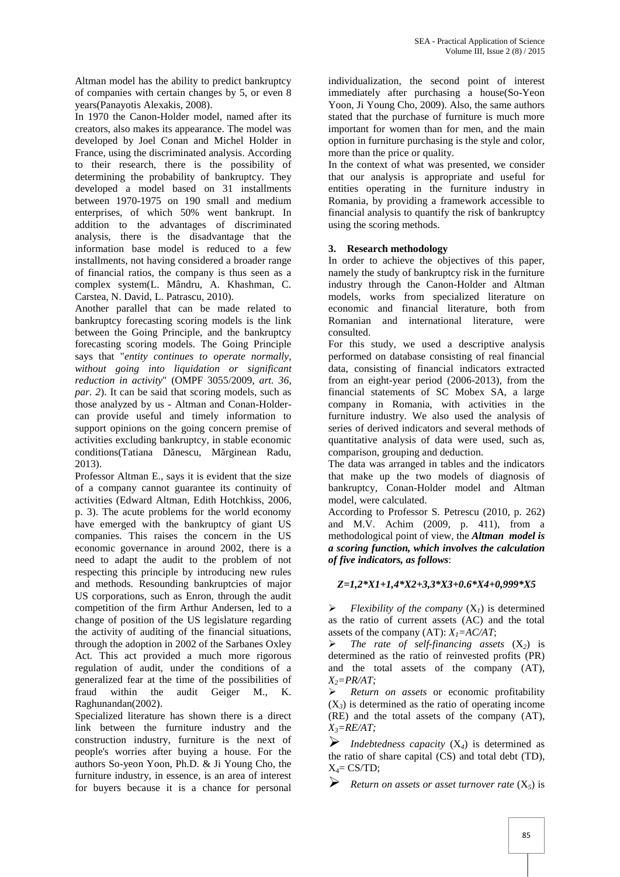Altman model has the ability to predict bankruptcy of companies with certain changes by 5, or even 8 years(Panayotis Alexakis, 2008).

In 1970 the Canon-Holder model, named after its creators, also makes its appearance. The model was developed by Joel Conan and Michel Holder in France, using the discriminated analysis. According to their research, there is the possibility of determining the probability of bankruptcy. They developed a model based on 31 installments between 1970-1975 on 190 small and medium enterprises, of which 50% went bankrupt. In addition to the advantages of discriminated analysis, there is the disadvantage that the information base model is reduced to a few installments, not having considered a broader range of financial ratios, the company is thus seen as a complex system(L. Mândru, A. Khashman, C. Carstea, N. David, L. Patrascu, 2010).

Another parallel that can be made related to bankruptcy forecasting scoring models is the link between the Going Principle, and the bankruptcy forecasting scoring models. The Going Principle says that "*entity continues to operate normally, without going into liquidation or significant reduction in activity*" (OMPF 3055/2009, *art. 36, par. 2*). It can be said that scoring models, such as those analyzed by us - Altman and Conan-Holder- can provide useful and timely information to support opinions on the going concern premise of activities excluding bankruptcy, in stable economic conditions(Tatiana Dănescu, Mărginean Radu, 2013).

Professor Altman E., says it is evident that the size of a company cannot guarantee its continuity of activities (Edward Altman, Edith Hotchkiss, 2006, p. 3). The acute problems for the world economy have emerged with the bankruptcy of giant US companies. This raises the concern in the US economic governance in around 2002, there is a need to adapt the audit to the problem of not respecting this principle by introducing new rules and methods. Resounding bankruptcies of major US corporations, such as Enron, through the audit competition of the firm Arthur Andersen, led to a change of position of the US legislature regarding the activity of auditing of the financial situations, through the adoption in 2002 of the Sarbanes Oxley Act. This act provided a much more rigorous regulation of audit, under the conditions of a generalized fear at the time of the possibilities of fraud within the audit Geiger M., K. Raghunandan(2002).

Specialized literature has shown there is a direct link between the furniture industry and the construction industry, furniture is the next of people's worries after buying a house. For the authors So-yeon Yoon, Ph.D. & Ji Young Cho, the furniture industry, in essence, is an area of interest for buyers because it is a chance for personal individualization, the second point of interest immediately after purchasing a house(So-Yeon Yoon, Ji Young Cho, 2009). Also, the same authors stated that the purchase of furniture is much more important for women than for men, and the main option in furniture purchasing is the style and color, more than the price or quality.

In the context of what was presented, we consider that our analysis is appropriate and useful for entities operating in the furniture industry in Romania, by providing a framework accessible to financial analysis to quantify the risk of bankruptcy using the scoring methods.

## 3. Research methodology

In order to achieve the objectives of this paper, namely the study of bankruptcy risk in the furniture industry through the Canon-Holder and Altman models, works from specialized literature on economic and financial literature, both from Romanian and international literature, were consulted.

For this study, we used a descriptive analysis performed on database consisting of real financial data, consisting of financial indicators extracted from an eight-year period (2006-2013), from the financial statements of SC Mobex SA, a large company in Romania, with activities in the furniture industry. We also used the analysis of series of derived indicators and several methods of quantitative analysis of data were used, such as, comparison, grouping and deduction.

The data was arranged in tables and the indicators that make up the two models of diagnosis of bankruptcy, Conan-Holder model and Altman model, were calculated.

According to Professor S. Petrescu (2010, p. 262) and M.V. Achim (2009, p. 411), from a methodological point of view, the ***Altman model is a scoring function, which involves the calculation of five indicators, as follows***:

$$Z=1{,}2*X1+1{,}4*X2+3{,}3*X3+0.6*X4+0{,}999*X5$$

- *Flexibility of the company* ($X_1$) is determined as the ratio of current assets (AC) and the total assets of the company (AT): $X_1=AC/AT$;
- *The rate of self-financing assets* ($X_2$) is determined as the ratio of reinvested profits (PR) and the total assets of the company (AT), $X_2=PR/AT$;
- *Return on assets* or economic profitability ($X_3$) is determined as the ratio of operating income (RE) and the total assets of the company (AT), $X_3=RE/AT$;
- *Indebtedness capacity* ($X_4$) is determined as the ratio of share capital (CS) and total debt (TD), $X_4= CS/TD$;
- *Return on assets or asset turnover rate* ($X_5$) is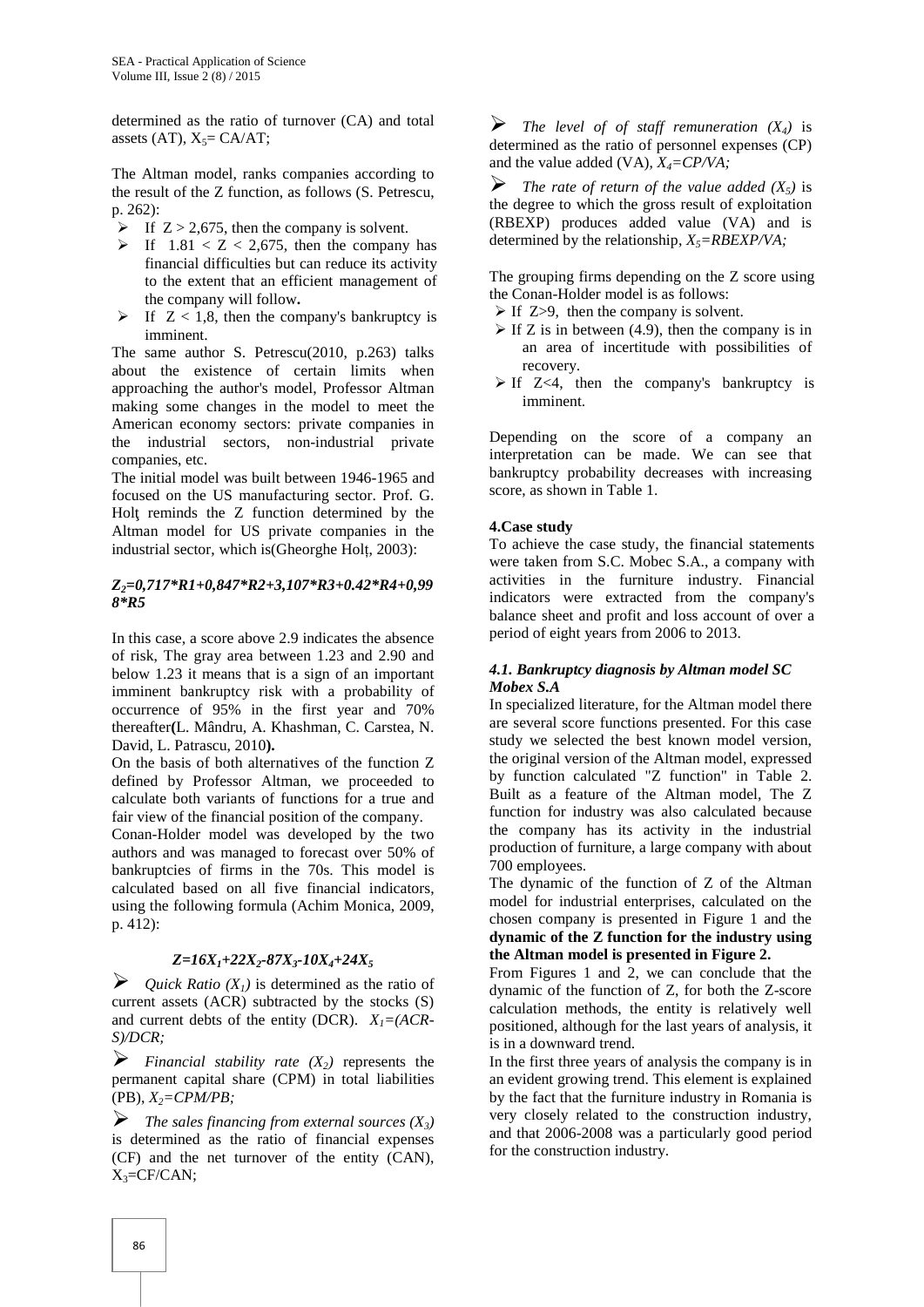determined as the ratio of turnover (CA) and total assets (AT), $X_5$= CA/AT;

The Altman model, ranks companies according to the result of the Z function, as follows (S. Petrescu, p. 262):

- If Z > 2,675, then the company is solvent.
- If 1.81 < Z < 2,675, then the company has financial difficulties but can reduce its activity to the extent that an efficient management of the company will follow**.**
- If Z < 1,8, then the company's bankruptcy is imminent.

The same author S. Petrescu(2010, p.263) talks about the existence of certain limits when approaching the author's model, Professor Altman making some changes in the model to meet the American economy sectors: private companies in the industrial sectors, non-industrial private companies, etc.

The initial model was built between 1946-1965 and focused on the US manufacturing sector. Prof. G. Holţ reminds the Z function determined by the Altman model for US private companies in the industrial sector, which is(Gheorghe Holţ, 2003):

$$Z_2=0,717*R1+0,847*R2+3,107*R3+0.42*R4+0,998*R5$$

In this case, a score above 2.9 indicates the absence of risk, The gray area between 1.23 and 2.90 and below 1.23 it means that is a sign of an important imminent bankruptcy risk with a probability of occurrence of 95% in the first year and 70% thereafter**(**L. Mândru, A. Khashman, C. Carstea, N. David, L. Patrascu, 2010**).**

On the basis of both alternatives of the function Z defined by Professor Altman, we proceeded to calculate both variants of functions for a true and fair view of the financial position of the company.

Conan-Holder model was developed by the two authors and was managed to forecast over 50% of bankruptcies of firms in the 70s. This model is calculated based on all five financial indicators, using the following formula (Achim Monica, 2009, p. 412):

$$Z=16X_1+22X_2-87X_3-10X_4+24X_5$$

- *Quick Ratio ($X_1$)* is determined as the ratio of current assets (ACR) subtracted by the stocks (S) and current debts of the entity (DCR). $X_1=(ACR-S)/DCR$;
- *Financial stability rate ($X_2$)* represents the permanent capital share (CPM) in total liabilities (PB), $X_2=CPM/PB$;
- *The sales financing from external sources ($X_3$)* is determined as the ratio of financial expenses (CF) and the net turnover of the entity (CAN), $X_3$=CF/CAN;
- *The level of of staff remuneration ($X_4$)* is determined as the ratio of personnel expenses (CP) and the value added (VA), $X_4=CP/VA$;
- *The rate of return of the value added ($X_5$)* is the degree to which the gross result of exploitation (RBEXP) produces added value (VA) and is determined by the relationship, $X_5=RBEXP/VA$;

The grouping firms depending on the Z score using the Conan-Holder model is as follows:

- If Z>9, then the company is solvent.
- If Z is in between (4.9), then the company is in an area of incertitude with possibilities of recovery.
- If Z<4, then the company's bankruptcy is imminent.

Depending on the score of a company an interpretation can be made. We can see that bankruptcy probability decreases with increasing score, as shown in Table 1.

**4.Case study**

To achieve the case study, the financial statements were taken from S.C. Mobec S.A., a company with activities in the furniture industry. Financial indicators were extracted from the company's balance sheet and profit and loss account of over a period of eight years from 2006 to 2013.

***4.1. Bankruptcy diagnosis by Altman model SC Mobex S.A***

In specialized literature, for the Altman model there are several score functions presented. For this case study we selected the best known model version, the original version of the Altman model, expressed by function calculated "Z function" in Table 2. Built as a feature of the Altman model, The Z function for industry was also calculated because the company has its activity in the industrial production of furniture, a large company with about 700 employees.

The dynamic of the function of Z of the Altman model for industrial enterprises, calculated on the chosen company is presented in Figure 1 and the **dynamic of the Z function for the industry using the Altman model is presented in Figure 2.**

From Figures 1 and 2, we can conclude that the dynamic of the function of Z, for both the Z-score calculation methods, the entity is relatively well positioned, although for the last years of analysis, it is in a downward trend.

In the first three years of analysis the company is in an evident growing trend. This element is explained by the fact that the furniture industry in Romania is very closely related to the construction industry, and that 2006-2008 was a particularly good period for the construction industry.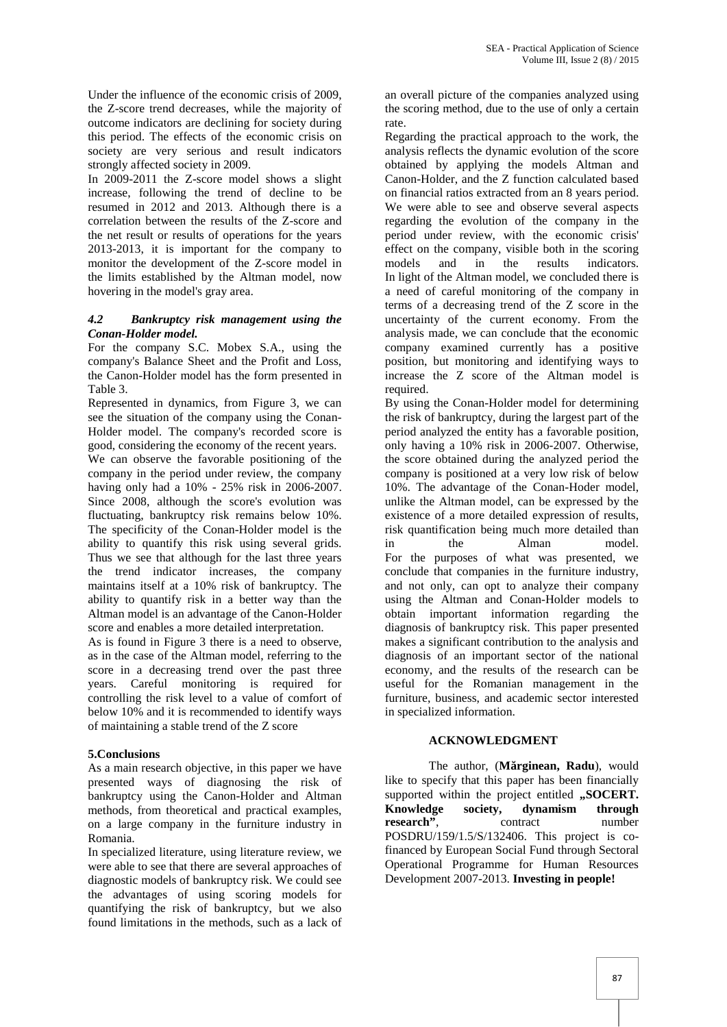Under the influence of the economic crisis of 2009, the Z-score trend decreases, while the majority of outcome indicators are declining for society during this period. The effects of the economic crisis on society are very serious and result indicators strongly affected society in 2009.

In 2009-2011 the Z-score model shows a slight increase, following the trend of decline to be resumed in 2012 and 2013. Although there is a correlation between the results of the Z-score and the net result or results of operations for the years 2013-2013, it is important for the company to monitor the development of the Z-score model in the limits established by the Altman model, now hovering in the model's gray area.

### *4.2 Bankruptcy risk management using the Conan-Holder model.*

For the company S.C. Mobex S.A., using the company's Balance Sheet and the Profit and Loss, the Canon-Holder model has the form presented in Table 3.

Represented in dynamics, from Figure 3, we can see the situation of the company using the Conan-Holder model. The company's recorded score is good, considering the economy of the recent years.

We can observe the favorable positioning of the company in the period under review, the company having only had a 10% - 25% risk in 2006-2007. Since 2008, although the score's evolution was fluctuating, bankruptcy risk remains below 10%. The specificity of the Conan-Holder model is the ability to quantify this risk using several grids. Thus we see that although for the last three years the trend indicator increases, the company maintains itself at a 10% risk of bankruptcy. The ability to quantify risk in a better way than the Altman model is an advantage of the Canon-Holder score and enables a more detailed interpretation.

As is found in Figure 3 there is a need to observe, as in the case of the Altman model, referring to the score in a decreasing trend over the past three years. Careful monitoring is required for controlling the risk level to a value of comfort of below 10% and it is recommended to identify ways of maintaining a stable trend of the Z score

## 5.Conclusions

As a main research objective, in this paper we have presented ways of diagnosing the risk of bankruptcy using the Canon-Holder and Altman methods, from theoretical and practical examples, on a large company in the furniture industry in Romania.

In specialized literature, using literature review, we were able to see that there are several approaches of diagnostic models of bankruptcy risk. We could see the advantages of using scoring models for quantifying the risk of bankruptcy, but we also found limitations in the methods, such as a lack of an overall picture of the companies analyzed using the scoring method, due to the use of only a certain rate.

Regarding the practical approach to the work, the analysis reflects the dynamic evolution of the score obtained by applying the models Altman and Canon-Holder, and the Z function calculated based on financial ratios extracted from an 8 years period. We were able to see and observe several aspects regarding the evolution of the company in the period under review, with the economic crisis' effect on the company, visible both in the scoring models and in the results indicators. In light of the Altman model, we concluded there is a need of careful monitoring of the company in terms of a decreasing trend of the Z score in the uncertainty of the current economy. From the analysis made, we can conclude that the economic company examined currently has a positive position, but monitoring and identifying ways to increase the Z score of the Altman model is required.

By using the Conan-Holder model for determining the risk of bankruptcy, during the largest part of the period analyzed the entity has a favorable position, only having a 10% risk in 2006-2007. Otherwise, the score obtained during the analyzed period the company is positioned at a very low risk of below 10%. The advantage of the Conan-Hoder model, unlike the Altman model, can be expressed by the existence of a more detailed expression of results, risk quantification being much more detailed than in the Alman model.

For the purposes of what was presented, we conclude that companies in the furniture industry, and not only, can opt to analyze their company using the Altman and Conan-Holder models to obtain important information regarding the diagnosis of bankruptcy risk. This paper presented makes a significant contribution to the analysis and diagnosis of an important sector of the national economy, and the results of the research can be useful for the Romanian management in the furniture, business, and academic sector interested in specialized information.

## ACKNOWLEDGMENT

The author, (**Mărginean, Radu**), would like to specify that this paper has been financially supported within the project entitled **„SOCERT. Knowledge society, dynamism through research"**, contract number POSDRU/159/1.5/S/132406. This project is co-financed by European Social Fund through Sectoral Operational Programme for Human Resources Development 2007-2013. **Investing in people!**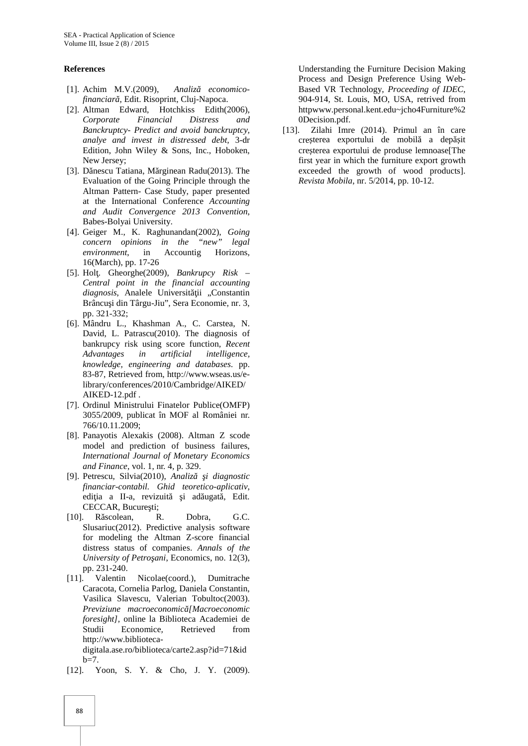## References

[1]. Achim M.V.(2009), *Analiză economico-financiară*, Edit. Risoprint, Cluj-Napoca.

[2]. Altman Edward, Hotchkiss Edith(2006), *Corporate Financial Distress and Banckruptcy- Predict and avoid banckruptcy, analye and invest in distressed debt*, 3-dr Edition, John Wiley & Sons, Inc., Hoboken, New Jersey;

[3]. Dănescu Tatiana, Mărginean Radu(2013). The Evaluation of the Going Principle through the Altman Pattern- Case Study, paper presented at the International Conference *Accounting and Audit Convergence 2013 Convention*, Babes-Bolyai University.

[4]. Geiger M., K. Raghunandan(2002), *Going concern opinions in the "new" legal environment*, in Accountig Horizons, 16(March), pp. 17-26

[5]. Holţ. Gheorghe(2009), *Bankrupcy Risk – Central point in the financial accounting diagnosis*, Analele Universităţii „Constantin Brâncuşi din Târgu-Jiu", Sera Economie, nr. 3, pp. 321-332;

[6]. Mândru L., Khashman A., C. Carstea, N. David, L. Patrascu(2010). The diagnosis of bankrupcy risk using score function, *Recent Advantages in artificial intelligence, knowledge, engineering and databases*. pp. 83-87, Retrieved from, http://www.wseas.us/e-library/conferences/2010/Cambridge/AIKED/AIKED-12.pdf .

[7]. Ordinul Ministrului Finatelor Publice(OMFP) 3055/2009, publicat în MOF al României nr. 766/10.11.2009;

[8]. Panayotis Alexakis (2008). Altman Z scode model and prediction of business failures, *International Journal of Monetary Economics and Finance*, vol. 1, nr. 4, p. 329.

[9]. Petrescu, Silvia(2010), *Analiză şi diagnostic financiar-contabil. Ghid teoretico-aplicativ*, ediţia a II-a, revizuită şi adăugată, Edit. CECCAR, Bucureşti;

[10]. Răscolean, R. Dobra, G.C. Slusariuc(2012). Predictive analysis software for modeling the Altman Z-score financial distress status of companies. *Annals of the University of Petroşani*, Economics, no. 12(3), pp. 231-240.

[11]. Valentin Nicolae(coord.), Dumitrache Caracota, Cornelia Parlog, Daniela Constantin, Vasilica Slavescu, Valerian Tobultoc(2003). *Previziune macroeconomică[Macroeconomic foresight]*, online la Biblioteca Academiei de Studii Economice, Retrieved from http://www.biblioteca-digitala.ase.ro/biblioteca/carte2.asp?id=71&idb=7.

[12]. Yoon, S. Y. & Cho, J. Y. (2009). Understanding the Furniture Decision Making Process and Design Preference Using Web-Based VR Technology, *Proceeding of IDEC*, 904-914, St. Louis, MO, USA, retrived from httpwww.personal.kent.edu~jcho4Furniture%20Decision.pdf.

[13]. Zilahi Imre (2014). Primul an în care creșterea exportului de mobilă a depășit creșterea exportului de produse lemnoase[The first year in which the furniture export growth exceeded the growth of wood products]. *Revista Mobila*, nr. 5/2014, pp. 10-12.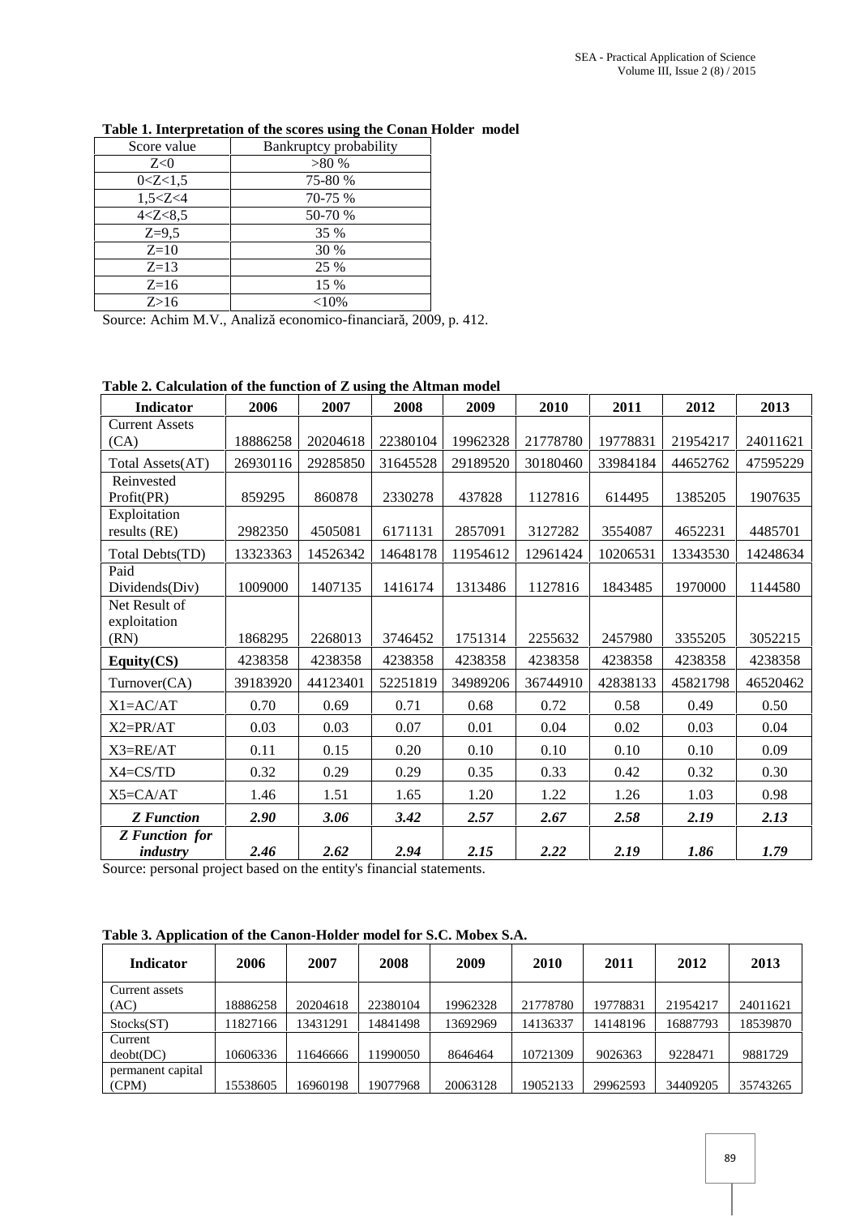**Table 1. Interpretation of the scores using the Conan Holder model**

| Score value | Bankruptcy probability |
|---|---|
| Z<0 | >80 % |
| 0<Z<1,5 | 75-80 % |
| 1,5<Z<4 | 70-75 % |
| 4<Z<8,5 | 50-70 % |
| Z=9,5 | 35 % |
| Z=10 | 30 % |
| Z=13 | 25 % |
| Z=16 | 15 % |
| Z>16 | <10% |

Source: Achim M.V., Analiză economico-financiară, 2009, p. 412.

**Table 2. Calculation of the function of Z using the Altman model**

| Indicator | 2006 | 2007 | 2008 | 2009 | 2010 | 2011 | 2012 | 2013 |
|---|---|---|---|---|---|---|---|---|
| Current Assets (CA) | 18886258 | 20204618 | 22380104 | 19962328 | 21778780 | 19778831 | 21954217 | 24011621 |
| Total Assets(AT) | 26930116 | 29285850 | 31645528 | 29189520 | 30180460 | 33984184 | 44652762 | 47595229 |
| Reinvested Profit(PR) | 859295 | 860878 | 2330278 | 437828 | 1127816 | 614495 | 1385205 | 1907635 |
| Exploitation results (RE) | 2982350 | 4505081 | 6171131 | 2857091 | 3127282 | 3554087 | 4652231 | 4485701 |
| Total Debts(TD) | 13323363 | 14526342 | 14648178 | 11954612 | 12961424 | 10206531 | 13343530 | 14248634 |
| Paid Dividends(Div) | 1009000 | 1407135 | 1416174 | 1313486 | 1127816 | 1843485 | 1970000 | 1144580 |
| Net Result of exploitation (RN) | 1868295 | 2268013 | 3746452 | 1751314 | 2255632 | 2457980 | 3355205 | 3052215 |
| **Equity(CS)** | 4238358 | 4238358 | 4238358 | 4238358 | 4238358 | 4238358 | 4238358 | 4238358 |
| Turnover(CA) | 39183920 | 44123401 | 52251819 | 34989206 | 36744910 | 42838133 | 45821798 | 46520462 |
| X1=AC/AT | 0.70 | 0.69 | 0.71 | 0.68 | 0.72 | 0.58 | 0.49 | 0.50 |
| X2=PR/AT | 0.03 | 0.03 | 0.07 | 0.01 | 0.04 | 0.02 | 0.03 | 0.04 |
| X3=RE/AT | 0.11 | 0.15 | 0.20 | 0.10 | 0.10 | 0.10 | 0.10 | 0.09 |
| X4=CS/TD | 0.32 | 0.29 | 0.29 | 0.35 | 0.33 | 0.42 | 0.32 | 0.30 |
| X5=CA/AT | 1.46 | 1.51 | 1.65 | 1.20 | 1.22 | 1.26 | 1.03 | 0.98 |
| ***Z Function*** | ***2.90*** | ***3.06*** | ***3.42*** | ***2.57*** | ***2.67*** | ***2.58*** | ***2.19*** | ***2.13*** |
| ***Z Function for industry*** | ***2.46*** | ***2.62*** | ***2.94*** | ***2.15*** | ***2.22*** | ***2.19*** | ***1.86*** | ***1.79*** |

Source: personal project based on the entity's financial statements.

**Table 3. Application of the Canon-Holder model for S.C. Mobex S.A.**

| Indicator | 2006 | 2007 | 2008 | 2009 | 2010 | 2011 | 2012 | 2013 |
|---|---|---|---|---|---|---|---|---|
| Current assets (AC) | 18886258 | 20204618 | 22380104 | 19962328 | 21778780 | 19778831 | 21954217 | 24011621 |
| Stocks(ST) | 11827166 | 13431291 | 14841498 | 13692969 | 14136337 | 14148196 | 16887793 | 18539870 |
| Current deobt(DC) | 10606336 | 11646666 | 11990050 | 8646464 | 10721309 | 9026363 | 9228471 | 9881729 |
| permanent capital (CPM) | 15538605 | 16960198 | 19077968 | 20063128 | 19052133 | 29962593 | 34409205 | 35743265 |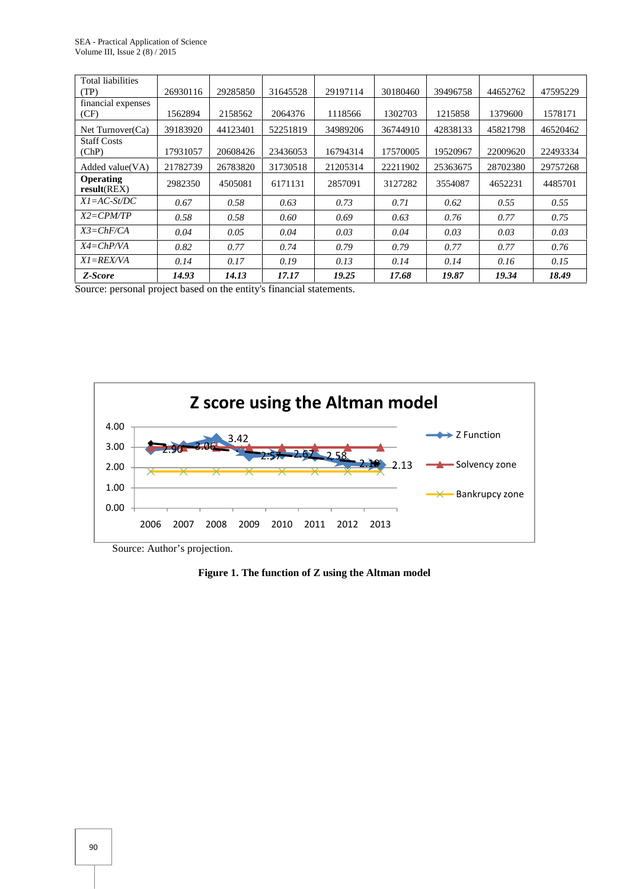| Total liabilities (TP) | 26930116 | 29285850 | 31645528 | 29197114 | 30180460 | 39496758 | 44652762 | 47595229 |
|---|---|---|---|---|---|---|---|---|
| financial expenses (CF) | 1562894 | 2158562 | 2064376 | 1118566 | 1302703 | 1215858 | 1379600 | 1578171 |
| Net Turnover(Ca) | 39183920 | 44123401 | 52251819 | 34989206 | 36744910 | 42838133 | 45821798 | 46520462 |
| Staff Costs (ChP) | 17931057 | 20608426 | 23436053 | 16794314 | 17570005 | 19520967 | 22009620 | 22493334 |
| Added value(VA) | 21782739 | 26783820 | 31730518 | 21205314 | 22211902 | 25363675 | 28702380 | 29757268 |
| **Operating result**(REX) | 2982350 | 4505081 | 6171131 | 2857091 | 3127282 | 3554087 | 4652231 | 4485701 |
| *X1=AC-St/DC* | *0.67* | *0.58* | *0.63* | *0.73* | *0.71* | *0.62* | *0.55* | *0.55* |
| *X2=CPM/TP* | *0.58* | *0.58* | *0.60* | *0.69* | *0.63* | *0.76* | *0.77* | *0.75* |
| *X3=ChF/CA* | *0.04* | *0.05* | *0.04* | *0.03* | *0.04* | *0.03* | *0.03* | *0.03* |
| *X4=ChP/VA* | *0.82* | *0.77* | *0.74* | *0.79* | *0.79* | *0.77* | *0.77* | *0.76* |
| *X1=REX/VA* | *0.14* | *0.17* | *0.19* | *0.13* | *0.14* | *0.14* | *0.16* | *0.15* |
| ***Z-Score*** | ***14.93*** | ***14.13*** | ***17.17*** | ***19.25*** | ***17.68*** | ***19.87*** | ***19.34*** | ***18.49*** |

Source: personal project based on the entity's financial statements.

Source: Author's projection.

**Figure 1. The function of Z using the Altman model**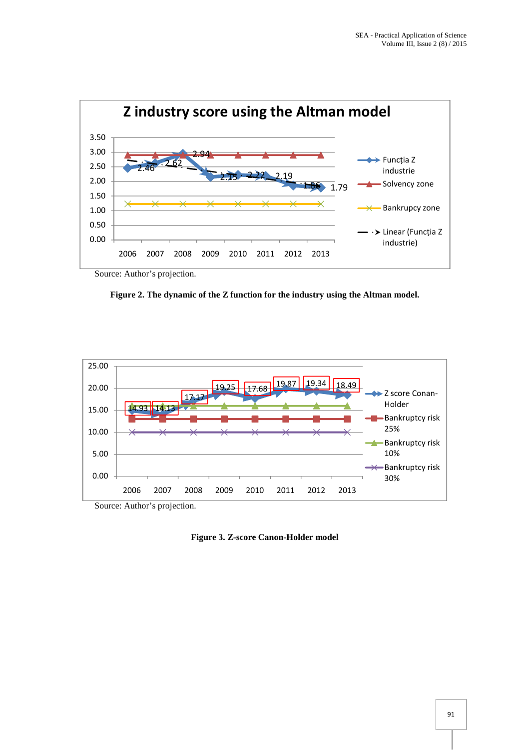Z industry score using the Altman model

3.50
3.00
2.50
2.00
1.50
1.00
0.50
0.00

2006 2007 2008 2009 2010 2011 2012 2013

2.46
2.62
2.94
2.15
2.22
2.19
1.86
1.79

Funcția Z industrie
Solvency zone
Bankrupcy zone
Linear (Funcția Z industrie)

Source: Author's projection.

**Figure 2. The dynamic of the Z function for the industry using the Altman model.**

25.00
20.00
15.00
10.00
5.00
0.00

2006 2007 2008 2009 2010 2011 2012 2013

14.93
14.13
17.17
19.25
17.68
19.87
19.34
18.49

Z score Conan-Holder
Bankruptcy risk 25%
Bankruptcy risk 10%
Bankruptcy risk 30%

Source: Author's projection.

**Figure 3. Z-score Canon-Holder model**